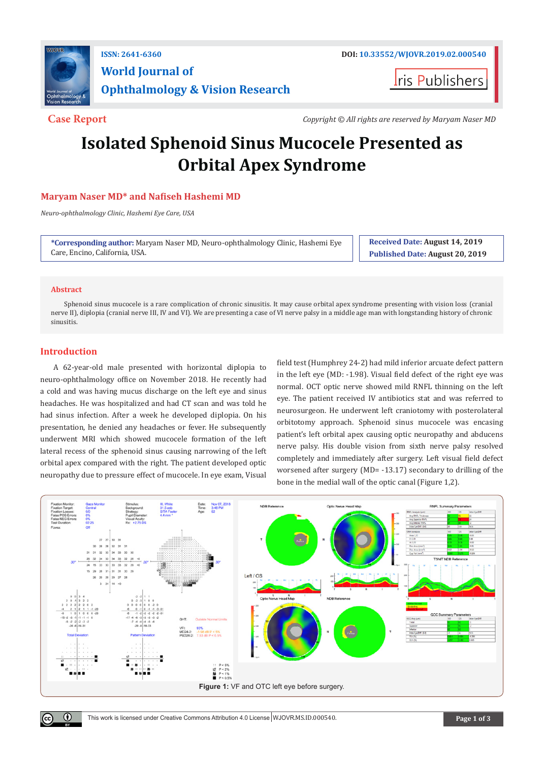**Case Report**

Copyright © All rights are reserved by Maryam Naser MD

# Isolated Sphenoid Sinus Mucocele Presented as Orbital Apex Syndrome

**Maryam Naser MD* and Nafiseh Hashemi MD**

*Neuro-ophthalmology Clinic, Hashemi Eye Care, USA*

***Corresponding author:** Maryam Naser MD, Neuro-ophthalmology Clinic, Hashemi Eye Care, Encino, California, USA.

**Received Date:** August 14, 2019

**Published Date:** August 20, 2019

## Abstract

Sphenoid sinus mucocele is a rare complication of chronic sinusitis. It may cause orbital apex syndrome presenting with vision loss (cranial nerve II), diplopia (cranial nerve III, IV and VI). We are presenting a case of VI nerve palsy in a middle age man with longstanding history of chronic sinusitis.

## Introduction

A 62-year-old male presented with horizontal diplopia to neuro-ophthalmology office on November 2018. He recently had a cold and was having mucus discharge on the left eye and sinus headaches. He was hospitalized and had CT scan and was told he had sinus infection. After a week he developed diplopia. On his presentation, he denied any headaches or fever. He subsequently underwent MRI which showed mucocele formation of the left lateral recess of the sphenoid sinus causing narrowing of the left orbital apex compared with the right. The patient developed optic neuropathy due to pressure effect of mucocele. In eye exam, Visual field test (Humphrey 24-2) had mild inferior arcuate defect pattern in the left eye (MD: -1.98). Visual field defect of the right eye was normal. OCT optic nerve showed mild RNFL thinning on the left eye. The patient received IV antibiotics stat and was referred to neurosurgeon. He underwent left craniotomy with posterolateral orbitotomy approach. Sphenoid sinus mucocele was encasing patient's left orbital apex causing optic neuropathy and abducens nerve palsy. His double vision from sixth nerve palsy resolved completely and immediately after surgery. Left visual field defect worsened after surgery (MD= -13.17) secondary to drilling of the bone in the medial wall of the optic canal (Figure 1,2).

**Figure 1:** VF and OTC left eye before surgery.

This work is licensed under Creative Commons Attribution 4.0 License WJOVR.MS.ID.000540.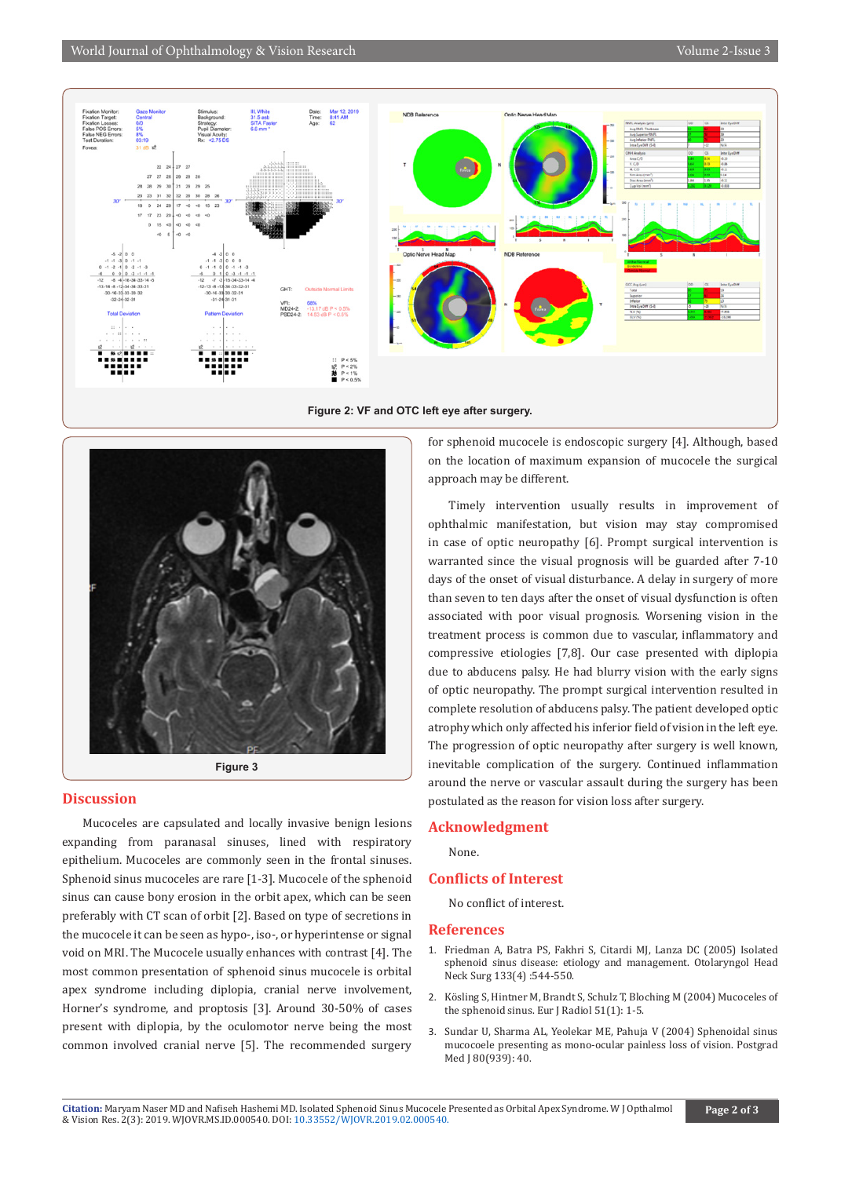Figure 2: VF and OTC left eye after surgery.

Figure 3

## Discussion

Mucoceles are capsulated and locally invasive benign lesions expanding from paranasal sinuses, lined with respiratory epithelium. Mucoceles are commonly seen in the frontal sinuses. Sphenoid sinus mucoceles are rare [1-3]. Mucocele of the sphenoid sinus can cause bony erosion in the orbit apex, which can be seen preferably with CT scan of orbit [2]. Based on type of secretions in the mucocele it can be seen as hypo-, iso-, or hyperintense or signal void on MRI. The Mucocele usually enhances with contrast [4]. The most common presentation of sphenoid sinus mucocele is orbital apex syndrome including diplopia, cranial nerve involvement, Horner's syndrome, and proptosis [3]. Around 30-50% of cases present with diplopia, by the oculomotor nerve being the most common involved cranial nerve [5]. The recommended surgery for sphenoid mucocele is endoscopic surgery [4]. Although, based on the location of maximum expansion of mucocele the surgical approach may be different.

Timely intervention usually results in improvement of ophthalmic manifestation, but vision may stay compromised in case of optic neuropathy [6]. Prompt surgical intervention is warranted since the visual prognosis will be guarded after 7-10 days of the onset of visual disturbance. A delay in surgery of more than seven to ten days after the onset of visual dysfunction is often associated with poor visual prognosis. Worsening vision in the treatment process is common due to vascular, inflammatory and compressive etiologies [7,8]. Our case presented with diplopia due to abducens palsy. He had blurry vision with the early signs of optic neuropathy. The prompt surgical intervention resulted in complete resolution of abducens palsy. The patient developed optic atrophy which only affected his inferior field of vision in the left eye. The progression of optic neuropathy after surgery is well known, inevitable complication of the surgery. Continued inflammation around the nerve or vascular assault during the surgery has been postulated as the reason for vision loss after surgery.

## Acknowledgment

None.

## Conflicts of Interest

No conflict of interest.

## References

1. Friedman A, Batra PS, Fakhri S, Citardi MJ, Lanza DC (2005) Isolated sphenoid sinus disease: etiology and management. Otolaryngol Head Neck Surg 133(4) :544-550.
2. Kösling S, Hintner M, Brandt S, Schulz T, Bloching M (2004) Mucoceles of the sphenoid sinus. Eur J Radiol 51(1): 1-5.
3. Sundar U, Sharma AL, Yeolekar ME, Pahuja V (2004) Sphenoidal sinus mucocoele presenting as mono-ocular painless loss of vision. Postgrad Med J 80(939): 40.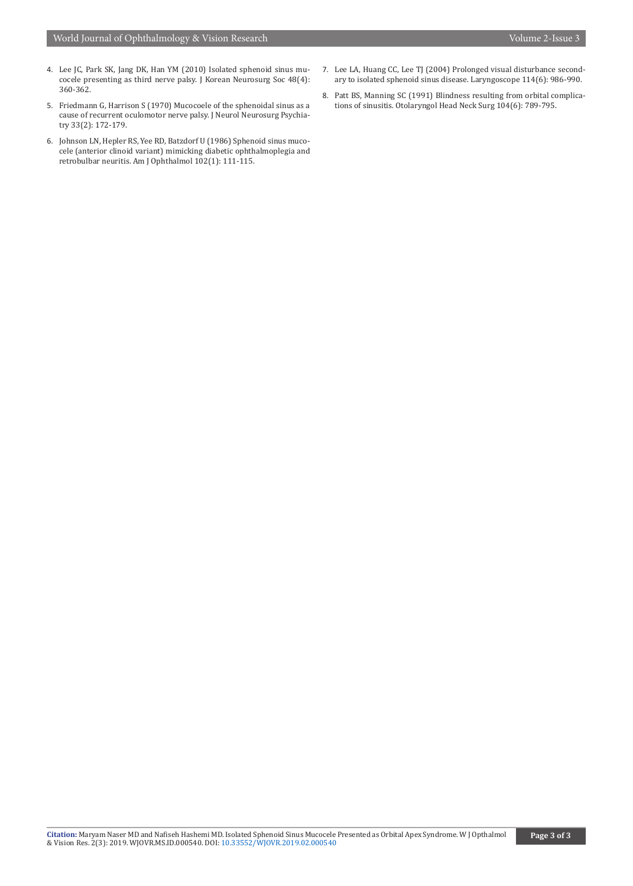4. Lee JC, Park SK, Jang DK, Han YM (2010) Isolated sphenoid sinus mucocele presenting as third nerve palsy. J Korean Neurosurg Soc 48(4): 360-362.
5. Friedmann G, Harrison S (1970) Mucocoele of the sphenoidal sinus as a cause of recurrent oculomotor nerve palsy. J Neurol Neurosurg Psychiatry 33(2): 172-179.
6. Johnson LN, Hepler RS, Yee RD, Batzdorf U (1986) Sphenoid sinus mucocele (anterior clinoid variant) mimicking diabetic ophthalmoplegia and retrobulbar neuritis. Am J Ophthalmol 102(1): 111-115.
7. Lee LA, Huang CC, Lee TJ (2004) Prolonged visual disturbance secondary to isolated sphenoid sinus disease. Laryngoscope 114(6): 986-990.
8. Patt BS, Manning SC (1991) Blindness resulting from orbital complications of sinusitis. Otolaryngol Head Neck Surg 104(6): 789-795.